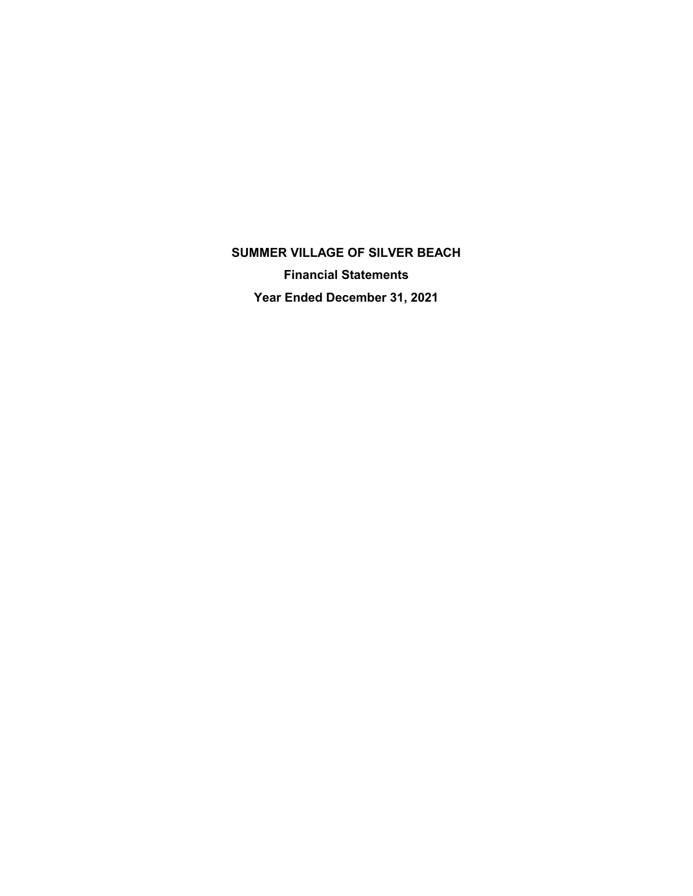# SUMMER VILLAGE OF SILVER BEACH

## Financial Statements

## Year Ended December 31, 2021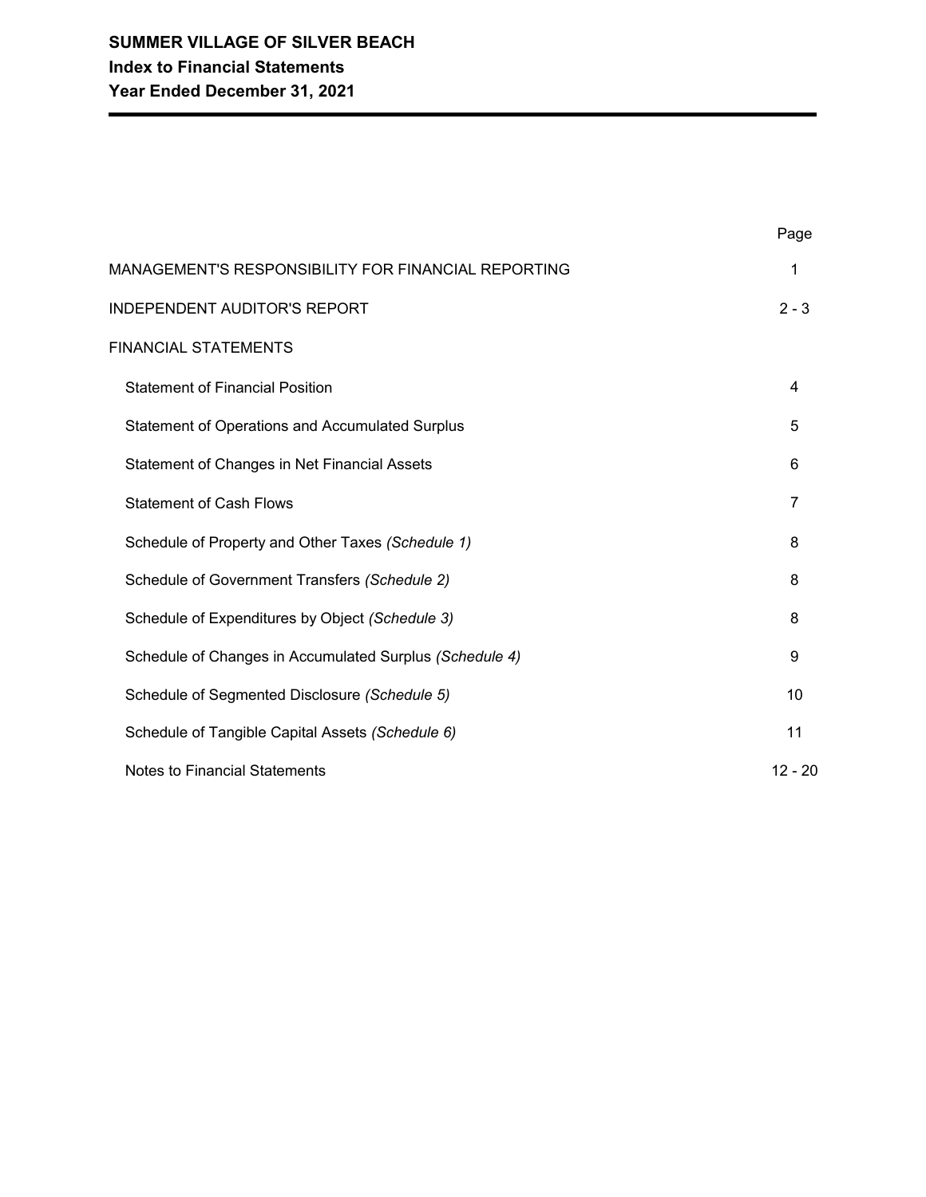# SUMMER VILLAGE OF SILVER BEACH
## Index to Financial Statements
## Year Ended December 31, 2021

| | Page |
|---|---|
| MANAGEMENT'S RESPONSIBILITY FOR FINANCIAL REPORTING | 1 |
| INDEPENDENT AUDITOR'S REPORT | 2 - 3 |
| FINANCIAL STATEMENTS | |
| Statement of Financial Position | 4 |
| Statement of Operations and Accumulated Surplus | 5 |
| Statement of Changes in Net Financial Assets | 6 |
| Statement of Cash Flows | 7 |
| Schedule of Property and Other Taxes *(Schedule 1)* | 8 |
| Schedule of Government Transfers *(Schedule 2)* | 8 |
| Schedule of Expenditures by Object *(Schedule 3)* | 8 |
| Schedule of Changes in Accumulated Surplus *(Schedule 4)* | 9 |
| Schedule of Segmented Disclosure *(Schedule 5)* | 10 |
| Schedule of Tangible Capital Assets *(Schedule 6)* | 11 |
| Notes to Financial Statements | 12 - 20 |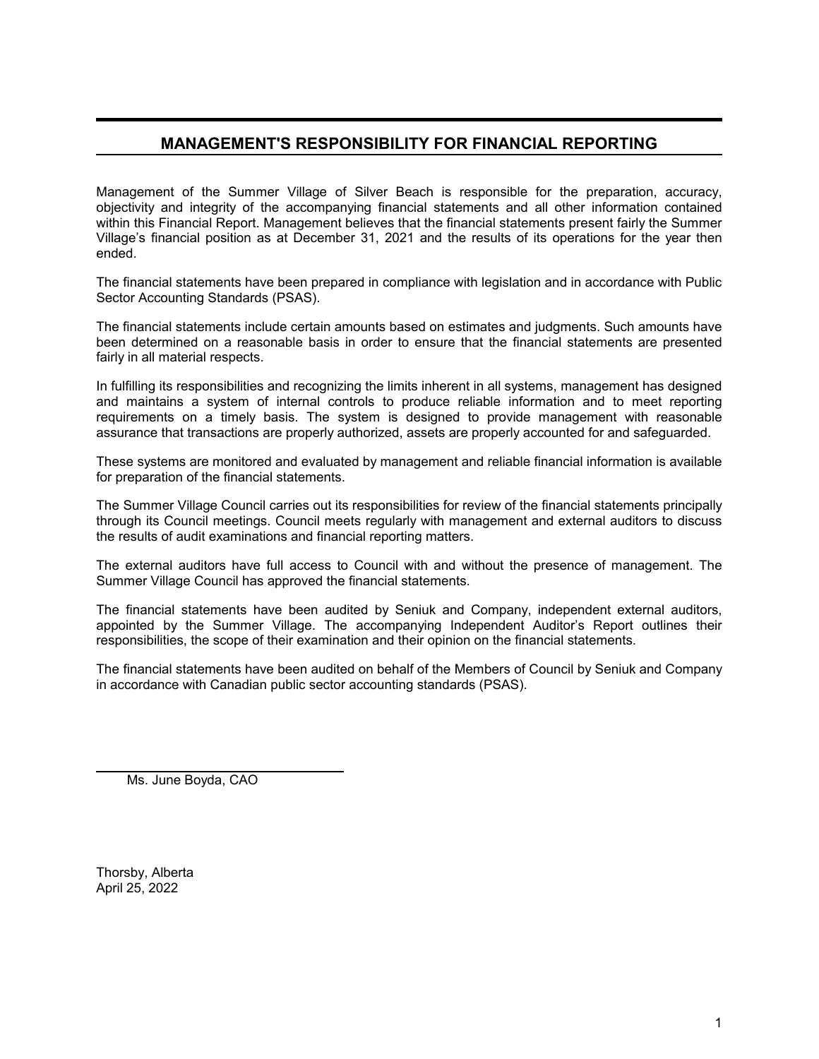## MANAGEMENT'S RESPONSIBILITY FOR FINANCIAL REPORTING

Management of the Summer Village of Silver Beach is responsible for the preparation, accuracy, objectivity and integrity of the accompanying financial statements and all other information contained within this Financial Report. Management believes that the financial statements present fairly the Summer Village's financial position as at December 31, 2021 and the results of its operations for the year then ended.

The financial statements have been prepared in compliance with legislation and in accordance with Public Sector Accounting Standards (PSAS).

The financial statements include certain amounts based on estimates and judgments. Such amounts have been determined on a reasonable basis in order to ensure that the financial statements are presented fairly in all material respects.

In fulfilling its responsibilities and recognizing the limits inherent in all systems, management has designed and maintains a system of internal controls to produce reliable information and to meet reporting requirements on a timely basis. The system is designed to provide management with reasonable assurance that transactions are properly authorized, assets are properly accounted for and safeguarded.

These systems are monitored and evaluated by management and reliable financial information is available for preparation of the financial statements.

The Summer Village Council carries out its responsibilities for review of the financial statements principally through its Council meetings. Council meets regularly with management and external auditors to discuss the results of audit examinations and financial reporting matters.

The external auditors have full access to Council with and without the presence of management. The Summer Village Council has approved the financial statements.

The financial statements have been audited by Seniuk and Company, independent external auditors, appointed by the Summer Village. The accompanying Independent Auditor's Report outlines their responsibilities, the scope of their examination and their opinion on the financial statements.

The financial statements have been audited on behalf of the Members of Council by Seniuk and Company in accordance with Canadian public sector accounting standards (PSAS).

Ms. June Boyda, CAO

Thorsby, Alberta
April 25, 2022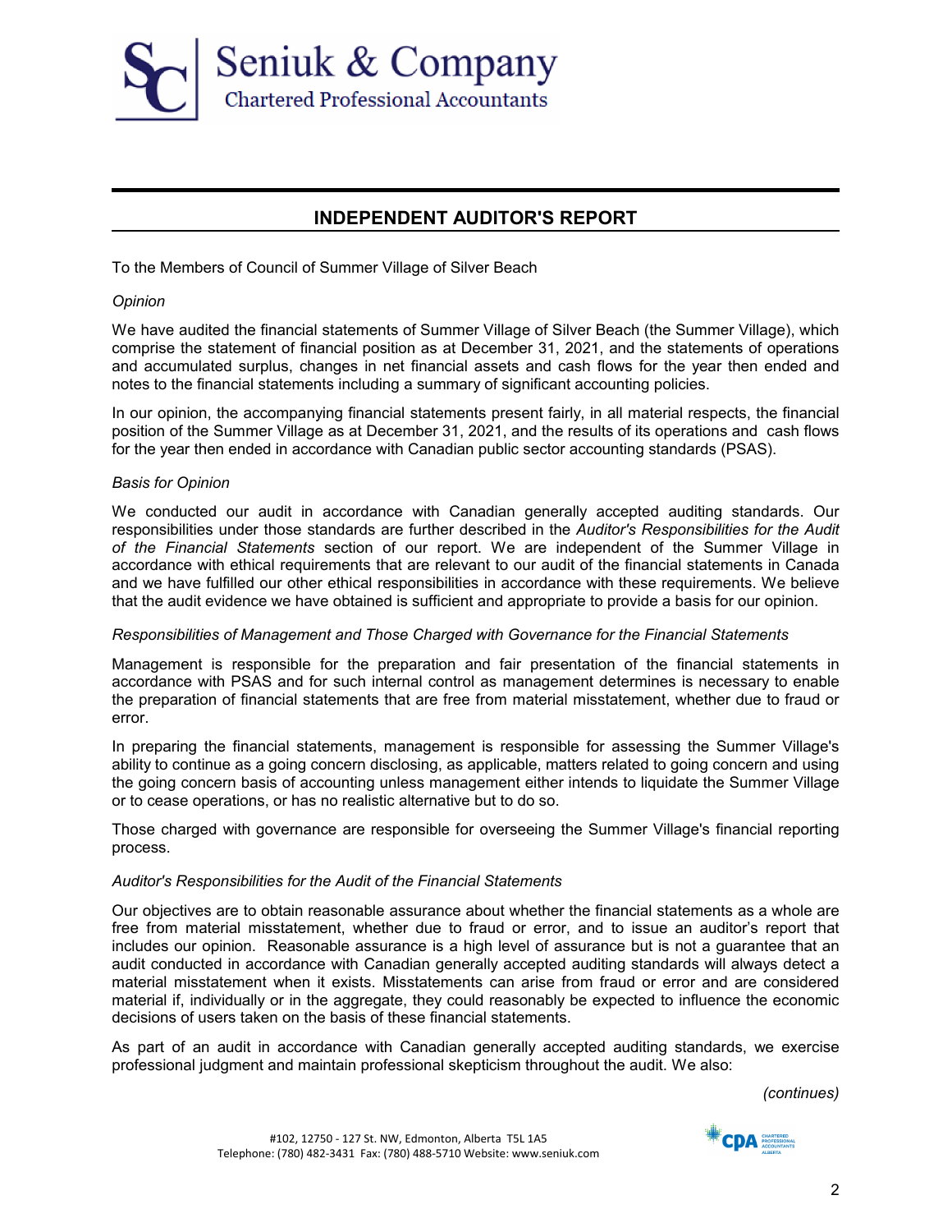Seniuk & Company
Chartered Professional Accountants

# INDEPENDENT AUDITOR'S REPORT

To the Members of Council of Summer Village of Silver Beach

*Opinion*

We have audited the financial statements of Summer Village of Silver Beach (the Summer Village), which comprise the statement of financial position as at December 31, 2021, and the statements of operations and accumulated surplus, changes in net financial assets and cash flows for the year then ended and notes to the financial statements including a summary of significant accounting policies.

In our opinion, the accompanying financial statements present fairly, in all material respects, the financial position of the Summer Village as at December 31, 2021, and the results of its operations and cash flows for the year then ended in accordance with Canadian public sector accounting standards (PSAS).

*Basis for Opinion*

We conducted our audit in accordance with Canadian generally accepted auditing standards. Our responsibilities under those standards are further described in the *Auditor's Responsibilities for the Audit of the Financial Statements* section of our report. We are independent of the Summer Village in accordance with ethical requirements that are relevant to our audit of the financial statements in Canada and we have fulfilled our other ethical responsibilities in accordance with these requirements. We believe that the audit evidence we have obtained is sufficient and appropriate to provide a basis for our opinion.

*Responsibilities of Management and Those Charged with Governance for the Financial Statements*

Management is responsible for the preparation and fair presentation of the financial statements in accordance with PSAS and for such internal control as management determines is necessary to enable the preparation of financial statements that are free from material misstatement, whether due to fraud or error.

In preparing the financial statements, management is responsible for assessing the Summer Village's ability to continue as a going concern disclosing, as applicable, matters related to going concern and using the going concern basis of accounting unless management either intends to liquidate the Summer Village or to cease operations, or has no realistic alternative but to do so.

Those charged with governance are responsible for overseeing the Summer Village's financial reporting process.

*Auditor's Responsibilities for the Audit of the Financial Statements*

Our objectives are to obtain reasonable assurance about whether the financial statements as a whole are free from material misstatement, whether due to fraud or error, and to issue an auditor’s report that includes our opinion. Reasonable assurance is a high level of assurance but is not a guarantee that an audit conducted in accordance with Canadian generally accepted auditing standards will always detect a material misstatement when it exists. Misstatements can arise from fraud or error and are considered material if, individually or in the aggregate, they could reasonably be expected to influence the economic decisions of users taken on the basis of these financial statements.

As part of an audit in accordance with Canadian generally accepted auditing standards, we exercise professional judgment and maintain professional skepticism throughout the audit. We also:

*(continues)*

#102, 12750 - 127 St. NW, Edmonton, Alberta T5L 1A5
Telephone: (780) 482-3431 Fax: (780) 488-5710 Website: www.seniuk.com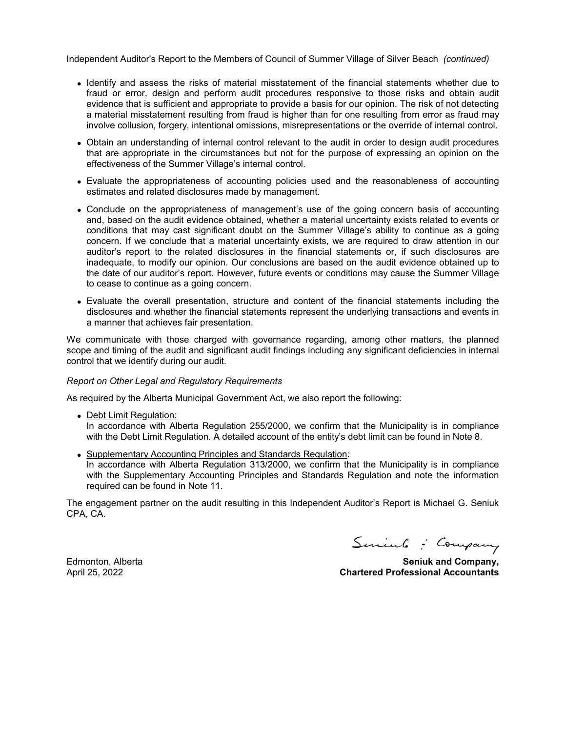Independent Auditor's Report to the Members of Council of Summer Village of Silver Beach *(continued)*

- Identify and assess the risks of material misstatement of the financial statements whether due to fraud or error, design and perform audit procedures responsive to those risks and obtain audit evidence that is sufficient and appropriate to provide a basis for our opinion. The risk of not detecting a material misstatement resulting from fraud is higher than for one resulting from error as fraud may involve collusion, forgery, intentional omissions, misrepresentations or the override of internal control.
- Obtain an understanding of internal control relevant to the audit in order to design audit procedures that are appropriate in the circumstances but not for the purpose of expressing an opinion on the effectiveness of the Summer Village's internal control.
- Evaluate the appropriateness of accounting policies used and the reasonableness of accounting estimates and related disclosures made by management.
- Conclude on the appropriateness of management's use of the going concern basis of accounting and, based on the audit evidence obtained, whether a material uncertainty exists related to events or conditions that may cast significant doubt on the Summer Village's ability to continue as a going concern. If we conclude that a material uncertainty exists, we are required to draw attention in our auditor's report to the related disclosures in the financial statements or, if such disclosures are inadequate, to modify our opinion. Our conclusions are based on the audit evidence obtained up to the date of our auditor's report. However, future events or conditions may cause the Summer Village to cease to continue as a going concern.
- Evaluate the overall presentation, structure and content of the financial statements including the disclosures and whether the financial statements represent the underlying transactions and events in a manner that achieves fair presentation.

We communicate with those charged with governance regarding, among other matters, the planned scope and timing of the audit and significant audit findings including any significant deficiencies in internal control that we identify during our audit.

*Report on Other Legal and Regulatory Requirements*

As required by the Alberta Municipal Government Act, we also report the following:

- Debt Limit Regulation:
  In accordance with Alberta Regulation 255/2000, we confirm that the Municipality is in compliance with the Debt Limit Regulation. A detailed account of the entity's debt limit can be found in Note 8.
- Supplementary Accounting Principles and Standards Regulation:
  In accordance with Alberta Regulation 313/2000, we confirm that the Municipality is in compliance with the Supplementary Accounting Principles and Standards Regulation and note the information required can be found in Note 11.

The engagement partner on the audit resulting in this Independent Auditor's Report is Michael G. Seniuk CPA, CA.

Seniuk & Company

Edmonton, Alberta
April 25, 2022

**Seniuk and Company,**
**Chartered Professional Accountants**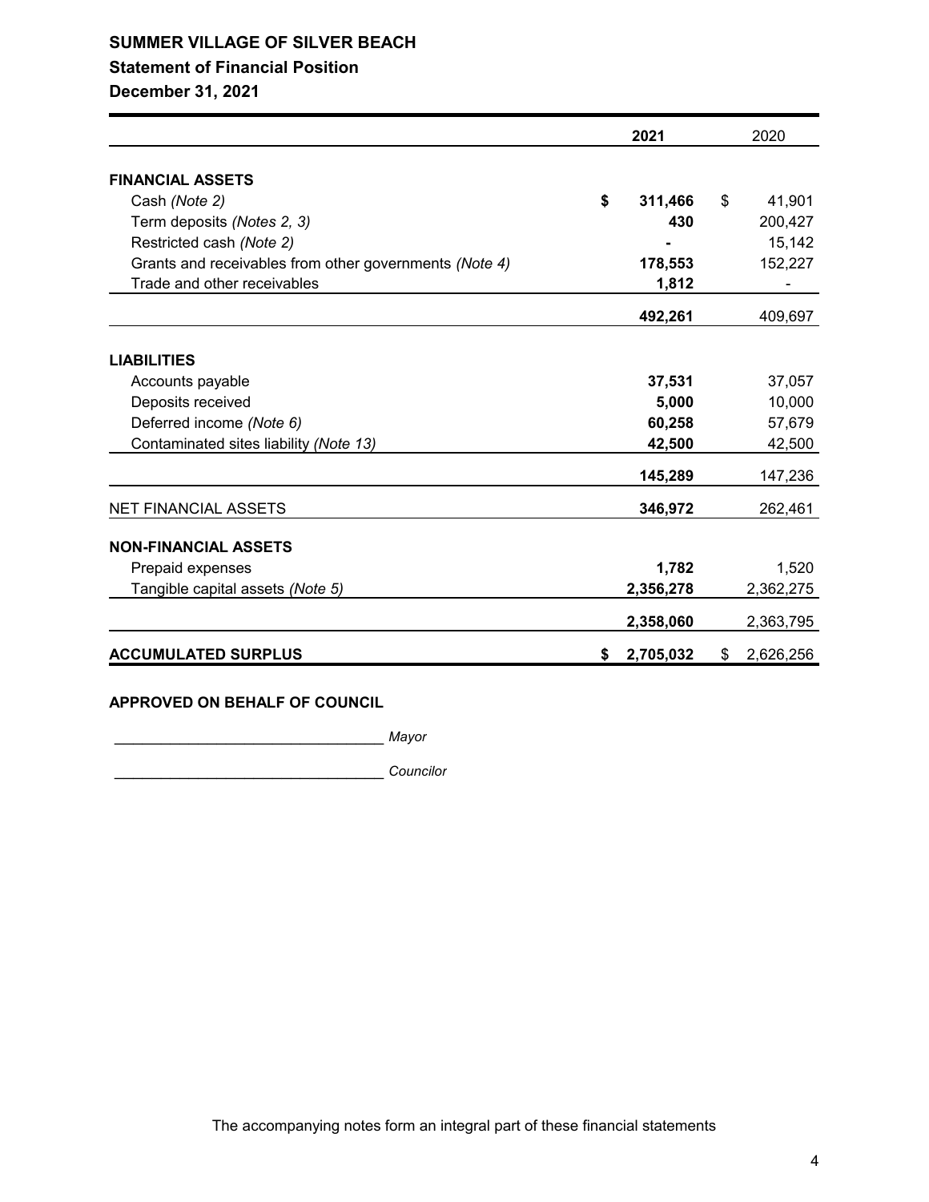# SUMMER VILLAGE OF SILVER BEACH
## Statement of Financial Position
### December 31, 2021

| | 2021 | 2020 |
|---|---|---|
| **FINANCIAL ASSETS** | | |
| Cash *(Note 2)* | **$ 311,466** | $ 41,901 |
| Term deposits *(Notes 2, 3)* | **430** | 200,427 |
| Restricted cash *(Note 2)* | **-** | 15,142 |
| Grants and receivables from other governments *(Note 4)* | **178,553** | 152,227 |
| Trade and other receivables | **1,812** | - |
| | **492,261** | 409,697 |
| **LIABILITIES** | | |
| Accounts payable | **37,531** | 37,057 |
| Deposits received | **5,000** | 10,000 |
| Deferred income *(Note 6)* | **60,258** | 57,679 |
| Contaminated sites liability *(Note 13)* | **42,500** | 42,500 |
| | **145,289** | 147,236 |
| NET FINANCIAL ASSETS | **346,972** | 262,461 |
| **NON-FINANCIAL ASSETS** | | |
| Prepaid expenses | **1,782** | 1,520 |
| Tangible capital assets *(Note 5)* | **2,356,278** | 2,362,275 |
| | **2,358,060** | 2,363,795 |
| **ACCUMULATED SURPLUS** | **$ 2,705,032** | $ 2,626,256 |

**APPROVED ON BEHALF OF COUNCIL**

_________________________________ *Mayor*

_________________________________ *Councilor*

The accompanying notes form an integral part of these financial statements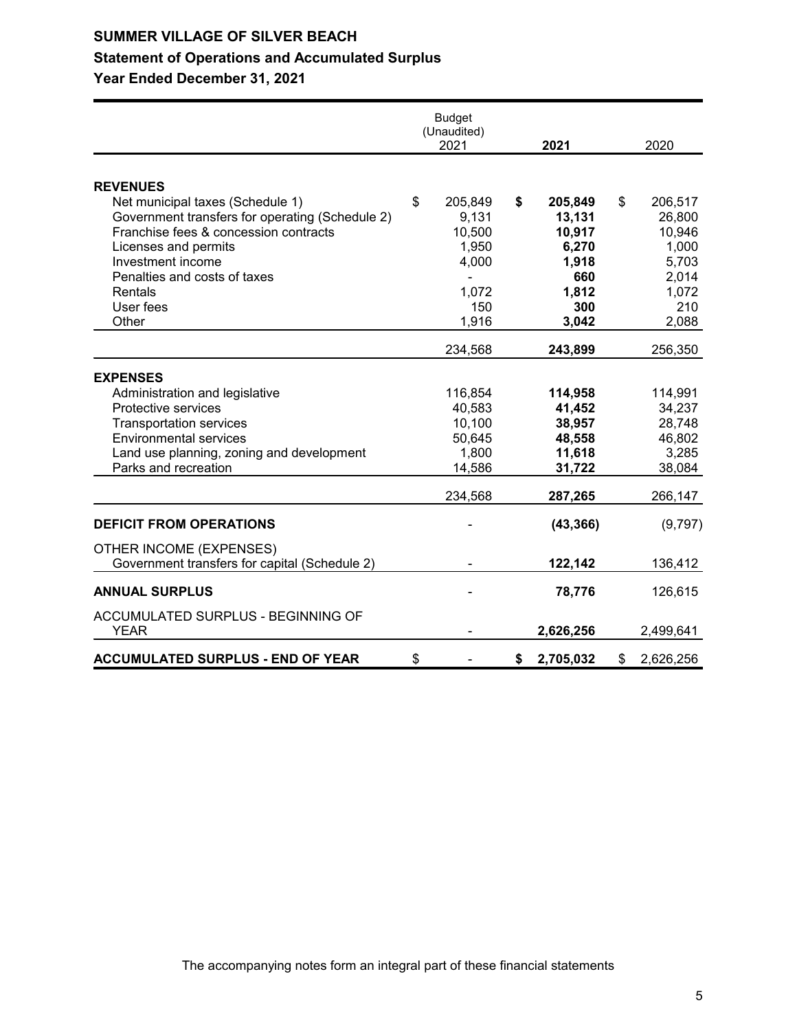# SUMMER VILLAGE OF SILVER BEACH

## Statement of Operations and Accumulated Surplus

### Year Ended December 31, 2021

| | Budget (Unaudited) 2021 | **2021** | 2020 |
|---|---|---|---|
| **REVENUES** | | | |
| Net municipal taxes (Schedule 1) | $ 205,849 | **$ 205,849** | $ 206,517 |
| Government transfers for operating (Schedule 2) | 9,131 | **13,131** | 26,800 |
| Franchise fees & concession contracts | 10,500 | **10,917** | 10,946 |
| Licenses and permits | 1,950 | **6,270** | 1,000 |
| Investment income | 4,000 | **1,918** | 5,703 |
| Penalties and costs of taxes | - | **660** | 2,014 |
| Rentals | 1,072 | **1,812** | 1,072 |
| User fees | 150 | **300** | 210 |
| Other | 1,916 | **3,042** | 2,088 |
| | 234,568 | **243,899** | 256,350 |
| **EXPENSES** | | | |
| Administration and legislative | 116,854 | **114,958** | 114,991 |
| Protective services | 40,583 | **41,452** | 34,237 |
| Transportation services | 10,100 | **38,957** | 28,748 |
| Environmental services | 50,645 | **48,558** | 46,802 |
| Land use planning, zoning and development | 1,800 | **11,618** | 3,285 |
| Parks and recreation | 14,586 | **31,722** | 38,084 |
| | 234,568 | **287,265** | 266,147 |
| **DEFICIT FROM OPERATIONS** | - | **(43,366)** | (9,797) |
| OTHER INCOME (EXPENSES) | | | |
| Government transfers for capital (Schedule 2) | - | **122,142** | 136,412 |
| **ANNUAL SURPLUS** | - | **78,776** | 126,615 |
| ACCUMULATED SURPLUS - BEGINNING OF YEAR | - | **2,626,256** | 2,499,641 |
| **ACCUMULATED SURPLUS - END OF YEAR** | $ - | **$ 2,705,032** | $ 2,626,256 |

The accompanying notes form an integral part of these financial statements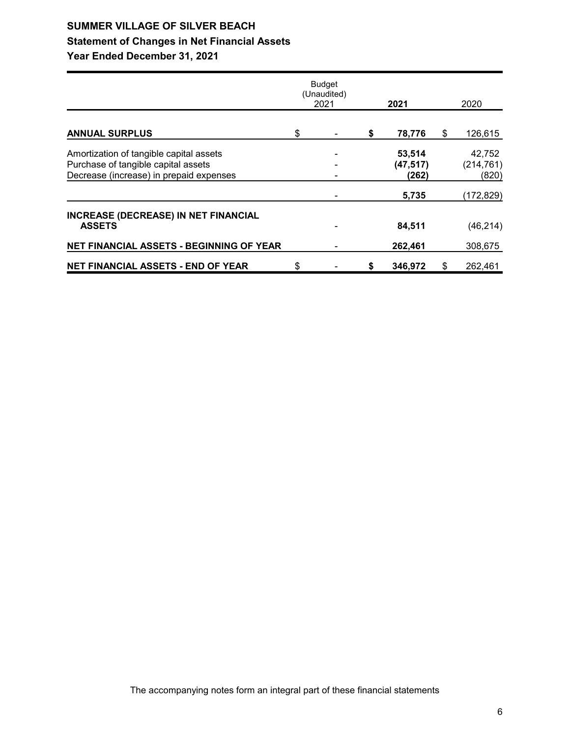# SUMMER VILLAGE OF SILVER BEACH

## Statement of Changes in Net Financial Assets

### Year Ended December 31, 2021

| | Budget (Unaudited) 2021 | 2021 | 2020 |
|---|---|---|---|
| **ANNUAL SURPLUS** | $ - | **$ 78,776** | $ 126,615 |
| Amortization of tangible capital assets | - | **53,514** | 42,752 |
| Purchase of tangible capital assets | - | **(47,517)** | (214,761) |
| Decrease (increase) in prepaid expenses | - | **(262)** | (820) |
| | - | **5,735** | (172,829) |
| **INCREASE (DECREASE) IN NET FINANCIAL ASSETS** | - | **84,511** | (46,214) |
| **NET FINANCIAL ASSETS - BEGINNING OF YEAR** | - | **262,461** | 308,675 |
| **NET FINANCIAL ASSETS - END OF YEAR** | $ - | **$ 346,972** | $ 262,461 |

The accompanying notes form an integral part of these financial statements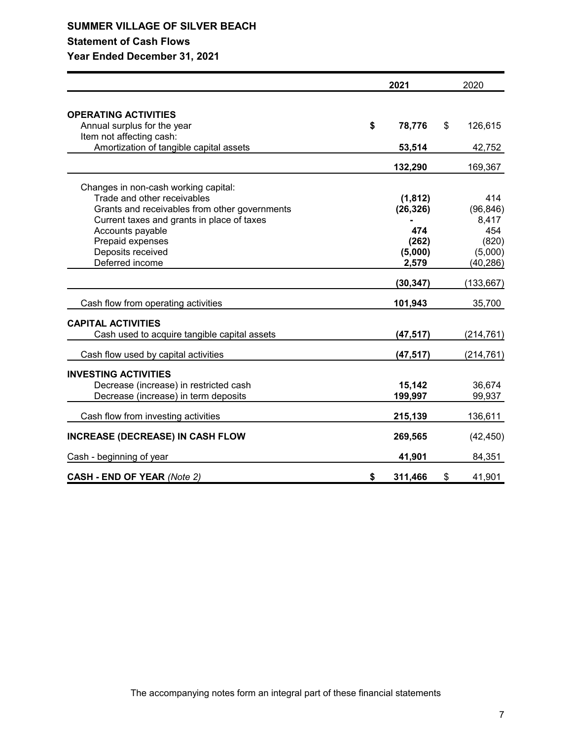# SUMMER VILLAGE OF SILVER BEACH

## Statement of Cash Flows

### Year Ended December 31, 2021

| | 2021 | 2020 |
|---|---|---|
| **OPERATING ACTIVITIES** | | |
| Annual surplus for the year | $ 78,776 | $ 126,615 |
| Item not affecting cash: | | |
| Amortization of tangible capital assets | 53,514 | 42,752 |
| | 132,290 | 169,367 |
| Changes in non-cash working capital: | | |
| Trade and other receivables | (1,812) | 414 |
| Grants and receivables from other governments | (26,326) | (96,846) |
| Current taxes and grants in place of taxes | - | 8,417 |
| Accounts payable | 474 | 454 |
| Prepaid expenses | (262) | (820) |
| Deposits received | (5,000) | (5,000) |
| Deferred income | 2,579 | (40,286) |
| | (30,347) | (133,667) |
| Cash flow from operating activities | 101,943 | 35,700 |
| **CAPITAL ACTIVITIES** | | |
| Cash used to acquire tangible capital assets | (47,517) | (214,761) |
| Cash flow used by capital activities | (47,517) | (214,761) |
| **INVESTING ACTIVITIES** | | |
| Decrease (increase) in restricted cash | 15,142 | 36,674 |
| Decrease (increase) in term deposits | 199,997 | 99,937 |
| Cash flow from investing activities | 215,139 | 136,611 |
| **INCREASE (DECREASE) IN CASH FLOW** | 269,565 | (42,450) |
| Cash - beginning of year | 41,901 | 84,351 |
| **CASH - END OF YEAR** *(Note 2)* | $ 311,466 | $ 41,901 |

The accompanying notes form an integral part of these financial statements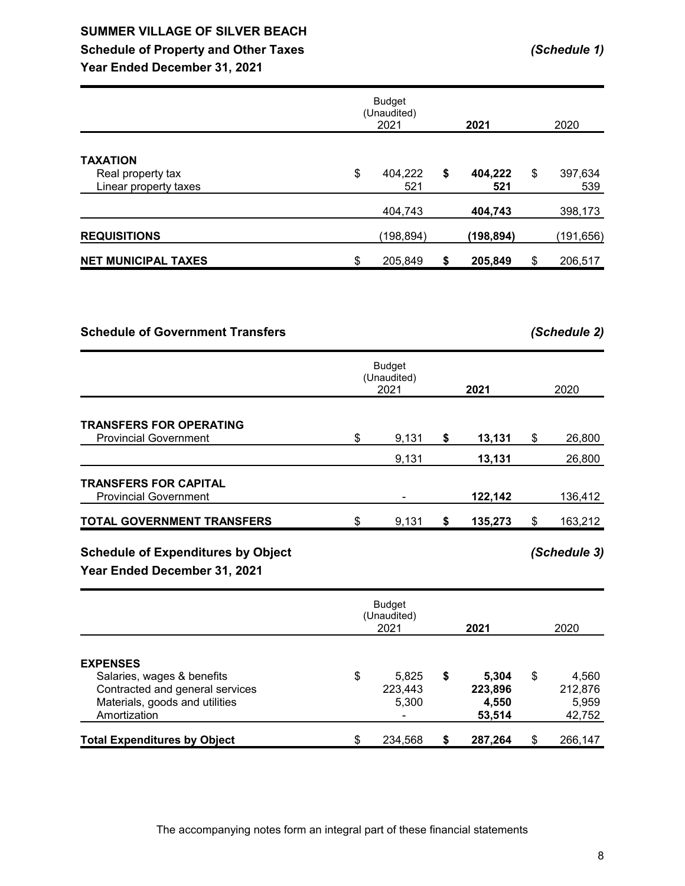# SUMMER VILLAGE OF SILVER BEACH

## Schedule of Property and Other Taxes *(Schedule 1)*

**Year Ended December 31, 2021**

| | Budget (Unaudited) 2021 | **2021** | 2020 |
|---|---|---|---|
| **TAXATION** | | | |
| Real property tax | $ 404,222 | **$ 404,222** | $ 397,634 |
| Linear property taxes | 521 | **521** | 539 |
| | 404,743 | **404,743** | 398,173 |
| **REQUISITIONS** | (198,894) | **(198,894)** | (191,656) |
| **NET MUNICIPAL TAXES** | $ 205,849 | **$ 205,849** | $ 206,517 |

## Schedule of Government Transfers *(Schedule 2)*

| | Budget (Unaudited) 2021 | **2021** | 2020 |
|---|---|---|---|
| **TRANSFERS FOR OPERATING** | | | |
| Provincial Government | $ 9,131 | **$ 13,131** | $ 26,800 |
| | 9,131 | **13,131** | 26,800 |
| **TRANSFERS FOR CAPITAL** | | | |
| Provincial Government | - | **122,142** | 136,412 |
| **TOTAL GOVERNMENT TRANSFERS** | $ 9,131 | **$ 135,273** | $ 163,212 |

## Schedule of Expenditures by Object *(Schedule 3)*

**Year Ended December 31, 2021**

| | Budget (Unaudited) 2021 | **2021** | 2020 |
|---|---|---|---|
| **EXPENSES** | | | |
| Salaries, wages & benefits | $ 5,825 | **$ 5,304** | $ 4,560 |
| Contracted and general services | 223,443 | **223,896** | 212,876 |
| Materials, goods and utilities | 5,300 | **4,550** | 5,959 |
| Amortization | - | **53,514** | 42,752 |
| **Total Expenditures by Object** | $ 234,568 | **$ 287,264** | $ 266,147 |

The accompanying notes form an integral part of these financial statements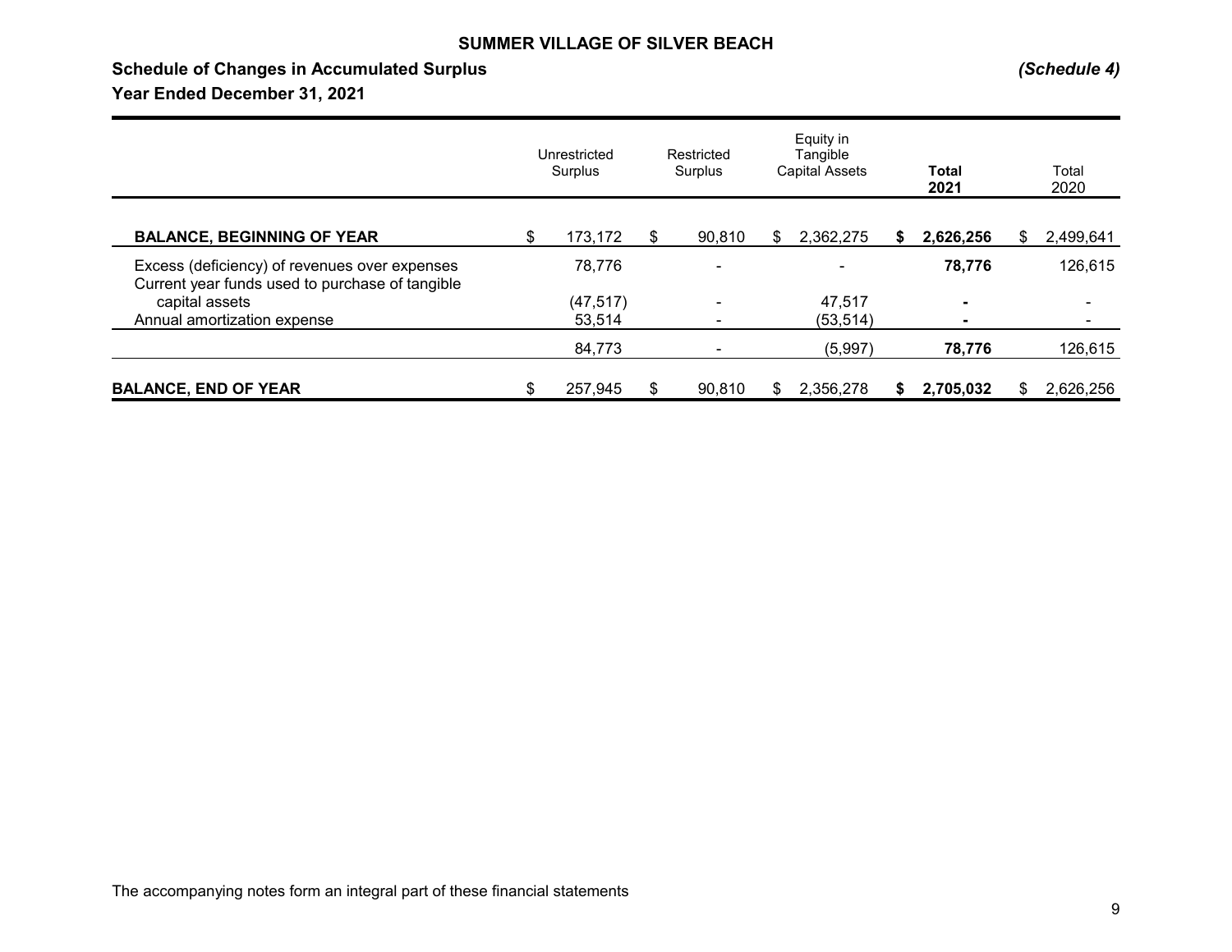**SUMMER VILLAGE OF SILVER BEACH**

**Schedule of Changes in Accumulated Surplus** *(Schedule 4)*

**Year Ended December 31, 2021**

| | Unrestricted Surplus | Restricted Surplus | Equity in Tangible Capital Assets | **Total 2021** | Total 2020 |
|---|---|---|---|---|---|
| **BALANCE, BEGINNING OF YEAR** | $ 173,172 | $ 90,810 | $ 2,362,275 | **$ 2,626,256** | $ 2,499,641 |
| Excess (deficiency) of revenues over expenses | 78,776 | - | - | **78,776** | 126,615 |
| Current year funds used to purchase of tangible capital assets | (47,517) | - | 47,517 | **-** | - |
| Annual amortization expense | 53,514 | - | (53,514) | **-** | - |
| | 84,773 | - | (5,997) | **78,776** | 126,615 |
| **BALANCE, END OF YEAR** | $ 257,945 | $ 90,810 | $ 2,356,278 | **$ 2,705,032** | $ 2,626,256 |

The accompanying notes form an integral part of these financial statements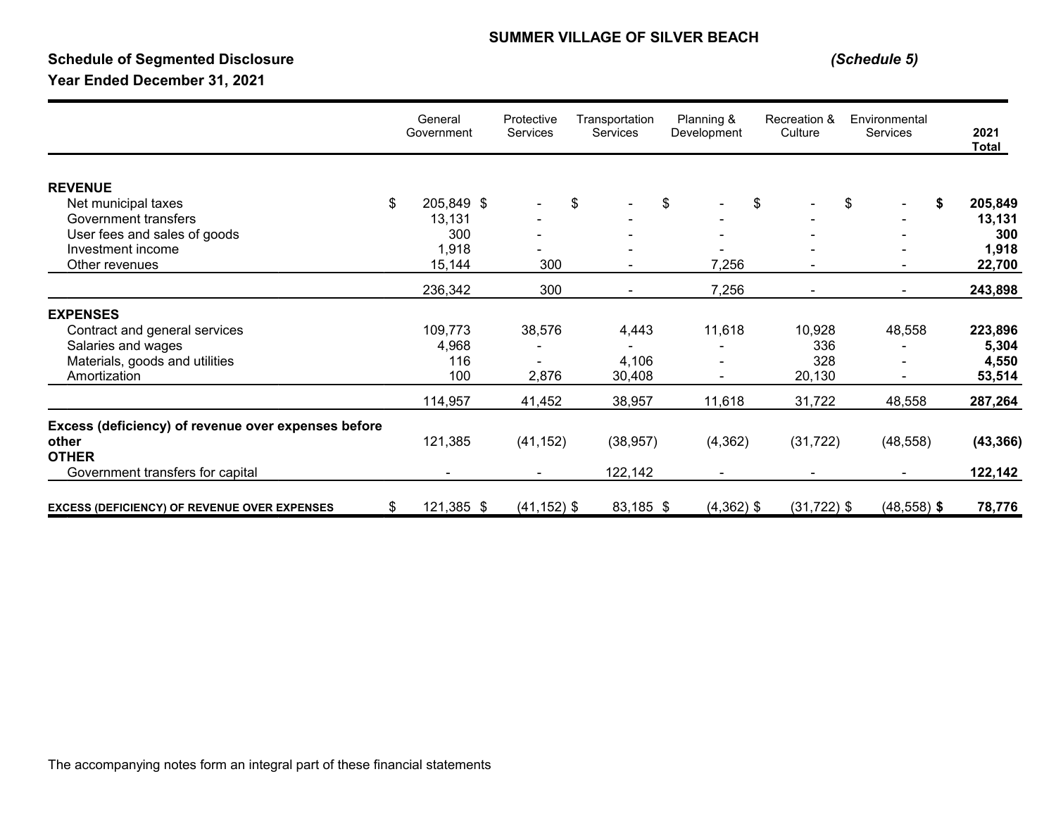**SUMMER VILLAGE OF SILVER BEACH**

**Schedule of Segmented Disclosure** *(Schedule 5)*

**Year Ended December 31, 2021**

| | General Government | Protective Services | Transportation Services | Planning & Development | Recreation & Culture | Environmental Services | 2021 Total |
|---|---|---|---|---|---|---|---|
| **REVENUE** | | | | | | | |
| Net municipal taxes | $ 205,849 | $ - | $ - | $ - | $ - | $ - | **$ 205,849** |
| Government transfers | 13,131 | - | - | - | - | - | **13,131** |
| User fees and sales of goods | 300 | - | - | - | - | - | **300** |
| Investment income | 1,918 | - | - | - | - | - | **1,918** |
| Other revenues | 15,144 | 300 | - | 7,256 | - | - | **22,700** |
| | 236,342 | 300 | - | 7,256 | - | - | **243,898** |
| **EXPENSES** | | | | | | | |
| Contract and general services | 109,773 | 38,576 | 4,443 | 11,618 | 10,928 | 48,558 | **223,896** |
| Salaries and wages | 4,968 | - | - | - | 336 | - | **5,304** |
| Materials, goods and utilities | 116 | - | 4,106 | - | 328 | - | **4,550** |
| Amortization | 100 | 2,876 | 30,408 | - | 20,130 | - | **53,514** |
| | 114,957 | 41,452 | 38,957 | 11,618 | 31,722 | 48,558 | **287,264** |
| **Excess (deficiency) of revenue over expenses before other** | 121,385 | (41,152) | (38,957) | (4,362) | (31,722) | (48,558) | **(43,366)** |
| **OTHER** | | | | | | | |
| Government transfers for capital | - | - | 122,142 | - | - | - | **122,142** |
| **EXCESS (DEFICIENCY) OF REVENUE OVER EXPENSES** | $ 121,385 | $ (41,152) | $ 83,185 | $ (4,362) | $ (31,722) | $ (48,558) | **$ 78,776** |

The accompanying notes form an integral part of these financial statements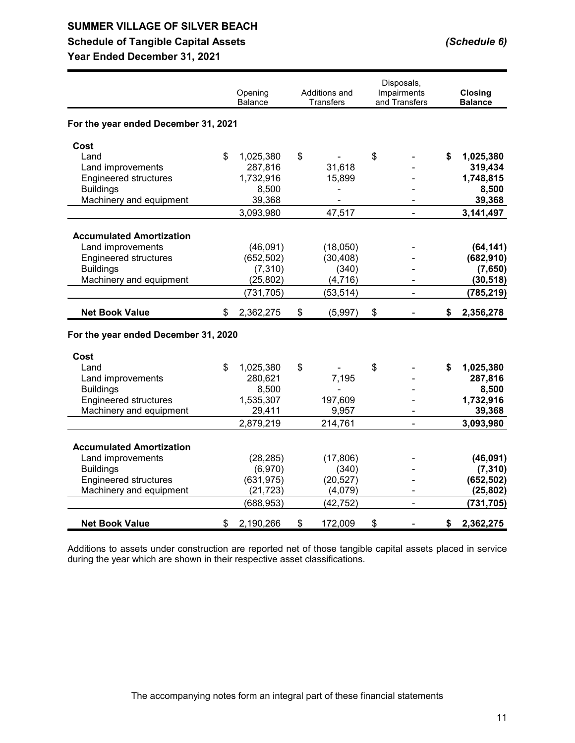# SUMMER VILLAGE OF SILVER BEACH

## Schedule of Tangible Capital Assets *(Schedule 6)*

## Year Ended December 31, 2021

| | Opening Balance | Additions and Transfers | Disposals, Impairments and Transfers | **Closing Balance** |
|---|---|---|---|---|
| **For the year ended December 31, 2021** | | | | |
| **Cost** | | | | |
| Land | $ 1,025,380 | $ - | $ - | **$ 1,025,380** |
| Land improvements | 287,816 | 31,618 | - | **319,434** |
| Engineered structures | 1,732,916 | 15,899 | - | **1,748,815** |
| Buildings | 8,500 | - | - | **8,500** |
| Machinery and equipment | 39,368 | - | - | **39,368** |
| | 3,093,980 | 47,517 | - | **3,141,497** |
| **Accumulated Amortization** | | | | |
| Land improvements | (46,091) | (18,050) | - | **(64,141)** |
| Engineered structures | (652,502) | (30,408) | - | **(682,910)** |
| Buildings | (7,310) | (340) | - | **(7,650)** |
| Machinery and equipment | (25,802) | (4,716) | - | **(30,518)** |
| | (731,705) | (53,514) | - | **(785,219)** |
| **Net Book Value** | $ 2,362,275 | $ (5,997) | $ - | **$ 2,356,278** |
| **For the year ended December 31, 2020** | | | | |
| **Cost** | | | | |
| Land | $ 1,025,380 | $ - | $ - | **$ 1,025,380** |
| Land improvements | 280,621 | 7,195 | - | **287,816** |
| Buildings | 8,500 | - | - | **8,500** |
| Engineered structures | 1,535,307 | 197,609 | - | **1,732,916** |
| Machinery and equipment | 29,411 | 9,957 | - | **39,368** |
| | 2,879,219 | 214,761 | - | **3,093,980** |
| **Accumulated Amortization** | | | | |
| Land improvements | (28,285) | (17,806) | - | **(46,091)** |
| Buildings | (6,970) | (340) | - | **(7,310)** |
| Engineered structures | (631,975) | (20,527) | - | **(652,502)** |
| Machinery and equipment | (21,723) | (4,079) | - | **(25,802)** |
| | (688,953) | (42,752) | - | **(731,705)** |
| **Net Book Value** | $ 2,190,266 | $ 172,009 | $ - | **$ 2,362,275** |

Additions to assets under construction are reported net of those tangible capital assets placed in service during the year which are shown in their respective asset classifications.

The accompanying notes form an integral part of these financial statements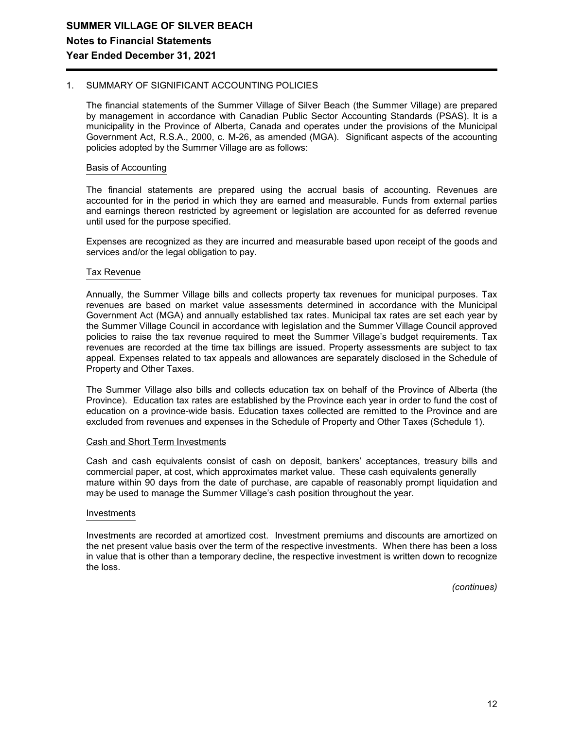## 1. SUMMARY OF SIGNIFICANT ACCOUNTING POLICIES

The financial statements of the Summer Village of Silver Beach (the Summer Village) are prepared by management in accordance with Canadian Public Sector Accounting Standards (PSAS). It is a municipality in the Province of Alberta, Canada and operates under the provisions of the Municipal Government Act, R.S.A., 2000, c. M-26, as amended (MGA). Significant aspects of the accounting policies adopted by the Summer Village are as follows:

### Basis of Accounting

The financial statements are prepared using the accrual basis of accounting. Revenues are accounted for in the period in which they are earned and measurable. Funds from external parties and earnings thereon restricted by agreement or legislation are accounted for as deferred revenue until used for the purpose specified.

Expenses are recognized as they are incurred and measurable based upon receipt of the goods and services and/or the legal obligation to pay.

### Tax Revenue

Annually, the Summer Village bills and collects property tax revenues for municipal purposes. Tax revenues are based on market value assessments determined in accordance with the Municipal Government Act (MGA) and annually established tax rates. Municipal tax rates are set each year by the Summer Village Council in accordance with legislation and the Summer Village Council approved policies to raise the tax revenue required to meet the Summer Village's budget requirements. Tax revenues are recorded at the time tax billings are issued. Property assessments are subject to tax appeal. Expenses related to tax appeals and allowances are separately disclosed in the Schedule of Property and Other Taxes.

The Summer Village also bills and collects education tax on behalf of the Province of Alberta (the Province). Education tax rates are established by the Province each year in order to fund the cost of education on a province-wide basis. Education taxes collected are remitted to the Province and are excluded from revenues and expenses in the Schedule of Property and Other Taxes (Schedule 1).

### Cash and Short Term Investments

Cash and cash equivalents consist of cash on deposit, bankers' acceptances, treasury bills and commercial paper, at cost, which approximates market value. These cash equivalents generally mature within 90 days from the date of purchase, are capable of reasonably prompt liquidation and may be used to manage the Summer Village's cash position throughout the year.

### Investments

Investments are recorded at amortized cost. Investment premiums and discounts are amortized on the net present value basis over the term of the respective investments. When there has been a loss in value that is other than a temporary decline, the respective investment is written down to recognize the loss.

*(continues)*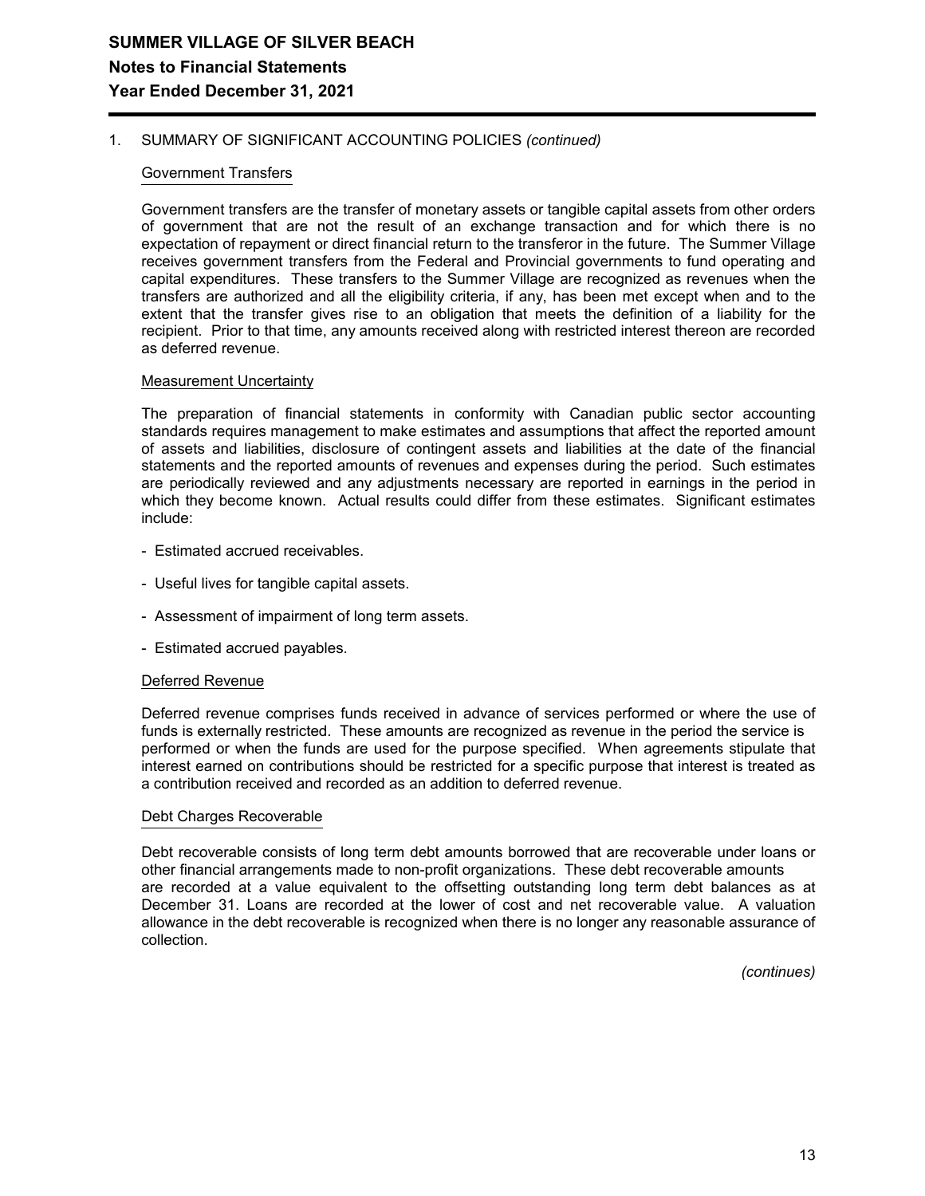## 1. SUMMARY OF SIGNIFICANT ACCOUNTING POLICIES *(continued)*

### Government Transfers

Government transfers are the transfer of monetary assets or tangible capital assets from other orders of government that are not the result of an exchange transaction and for which there is no expectation of repayment or direct financial return to the transferor in the future. The Summer Village receives government transfers from the Federal and Provincial governments to fund operating and capital expenditures. These transfers to the Summer Village are recognized as revenues when the transfers are authorized and all the eligibility criteria, if any, has been met except when and to the extent that the transfer gives rise to an obligation that meets the definition of a liability for the recipient. Prior to that time, any amounts received along with restricted interest thereon are recorded as deferred revenue.

### Measurement Uncertainty

The preparation of financial statements in conformity with Canadian public sector accounting standards requires management to make estimates and assumptions that affect the reported amount of assets and liabilities, disclosure of contingent assets and liabilities at the date of the financial statements and the reported amounts of revenues and expenses during the period. Such estimates are periodically reviewed and any adjustments necessary are reported in earnings in the period in which they become known. Actual results could differ from these estimates. Significant estimates include:

- Estimated accrued receivables.
- Useful lives for tangible capital assets.
- Assessment of impairment of long term assets.
- Estimated accrued payables.

### Deferred Revenue

Deferred revenue comprises funds received in advance of services performed or where the use of funds is externally restricted. These amounts are recognized as revenue in the period the service is performed or when the funds are used for the purpose specified. When agreements stipulate that interest earned on contributions should be restricted for a specific purpose that interest is treated as a contribution received and recorded as an addition to deferred revenue.

### Debt Charges Recoverable

Debt recoverable consists of long term debt amounts borrowed that are recoverable under loans or other financial arrangements made to non-profit organizations. These debt recoverable amounts are recorded at a value equivalent to the offsetting outstanding long term debt balances as at December 31. Loans are recorded at the lower of cost and net recoverable value. A valuation allowance in the debt recoverable is recognized when there is no longer any reasonable assurance of collection.

*(continues)*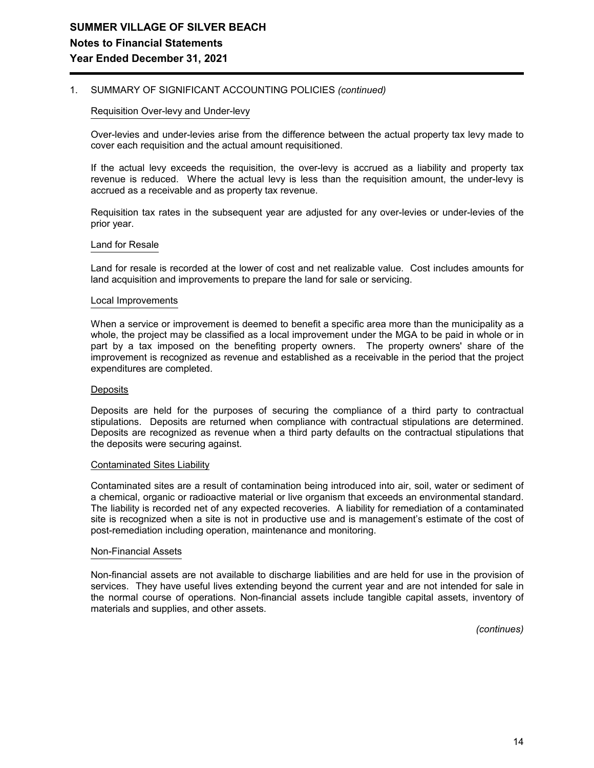# SUMMER VILLAGE OF SILVER BEACH

## Notes to Financial Statements

## Year Ended December 31, 2021

1. SUMMARY OF SIGNIFICANT ACCOUNTING POLICIES *(continued)*

### Requisition Over-levy and Under-levy

Over-levies and under-levies arise from the difference between the actual property tax levy made to cover each requisition and the actual amount requisitioned.

If the actual levy exceeds the requisition, the over-levy is accrued as a liability and property tax revenue is reduced. Where the actual levy is less than the requisition amount, the under-levy is accrued as a receivable and as property tax revenue.

Requisition tax rates in the subsequent year are adjusted for any over-levies or under-levies of the prior year.

### Land for Resale

Land for resale is recorded at the lower of cost and net realizable value. Cost includes amounts for land acquisition and improvements to prepare the land for sale or servicing.

### Local Improvements

When a service or improvement is deemed to benefit a specific area more than the municipality as a whole, the project may be classified as a local improvement under the MGA to be paid in whole or in part by a tax imposed on the benefiting property owners. The property owners' share of the improvement is recognized as revenue and established as a receivable in the period that the project expenditures are completed.

### Deposits

Deposits are held for the purposes of securing the compliance of a third party to contractual stipulations. Deposits are returned when compliance with contractual stipulations are determined. Deposits are recognized as revenue when a third party defaults on the contractual stipulations that the deposits were securing against.

### Contaminated Sites Liability

Contaminated sites are a result of contamination being introduced into air, soil, water or sediment of a chemical, organic or radioactive material or live organism that exceeds an environmental standard. The liability is recorded net of any expected recoveries. A liability for remediation of a contaminated site is recognized when a site is not in productive use and is management's estimate of the cost of post-remediation including operation, maintenance and monitoring.

### Non-Financial Assets

Non-financial assets are not available to discharge liabilities and are held for use in the provision of services. They have useful lives extending beyond the current year and are not intended for sale in the normal course of operations. Non-financial assets include tangible capital assets, inventory of materials and supplies, and other assets.

*(continues)*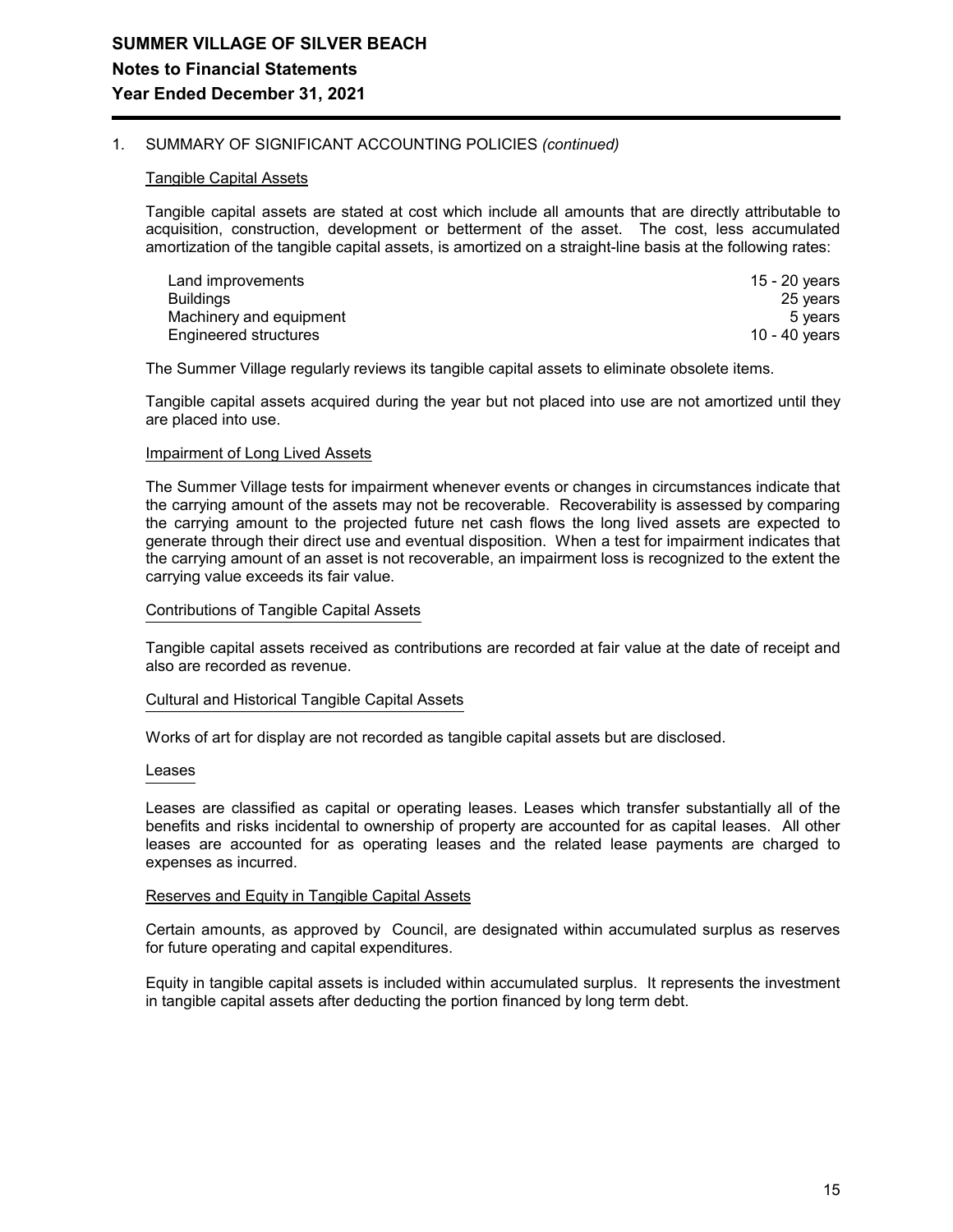**SUMMER VILLAGE OF SILVER BEACH**
**Notes to Financial Statements**
**Year Ended December 31, 2021**

1. SUMMARY OF SIGNIFICANT ACCOUNTING POLICIES *(continued)*

### Tangible Capital Assets

Tangible capital assets are stated at cost which include all amounts that are directly attributable to acquisition, construction, development or betterment of the asset. The cost, less accumulated amortization of the tangible capital assets, is amortized on a straight-line basis at the following rates:

| | |
|---|---|
| Land improvements | 15 - 20 years |
| Buildings | 25 years |
| Machinery and equipment | 5 years |
| Engineered structures | 10 - 40 years |

The Summer Village regularly reviews its tangible capital assets to eliminate obsolete items.

Tangible capital assets acquired during the year but not placed into use are not amortized until they are placed into use.

### Impairment of Long Lived Assets

The Summer Village tests for impairment whenever events or changes in circumstances indicate that the carrying amount of the assets may not be recoverable. Recoverability is assessed by comparing the carrying amount to the projected future net cash flows the long lived assets are expected to generate through their direct use and eventual disposition. When a test for impairment indicates that the carrying amount of an asset is not recoverable, an impairment loss is recognized to the extent the carrying value exceeds its fair value.

### Contributions of Tangible Capital Assets

Tangible capital assets received as contributions are recorded at fair value at the date of receipt and also are recorded as revenue.

### Cultural and Historical Tangible Capital Assets

Works of art for display are not recorded as tangible capital assets but are disclosed.

### Leases

Leases are classified as capital or operating leases. Leases which transfer substantially all of the benefits and risks incidental to ownership of property are accounted for as capital leases. All other leases are accounted for as operating leases and the related lease payments are charged to expenses as incurred.

### Reserves and Equity in Tangible Capital Assets

Certain amounts, as approved by Council, are designated within accumulated surplus as reserves for future operating and capital expenditures.

Equity in tangible capital assets is included within accumulated surplus. It represents the investment in tangible capital assets after deducting the portion financed by long term debt.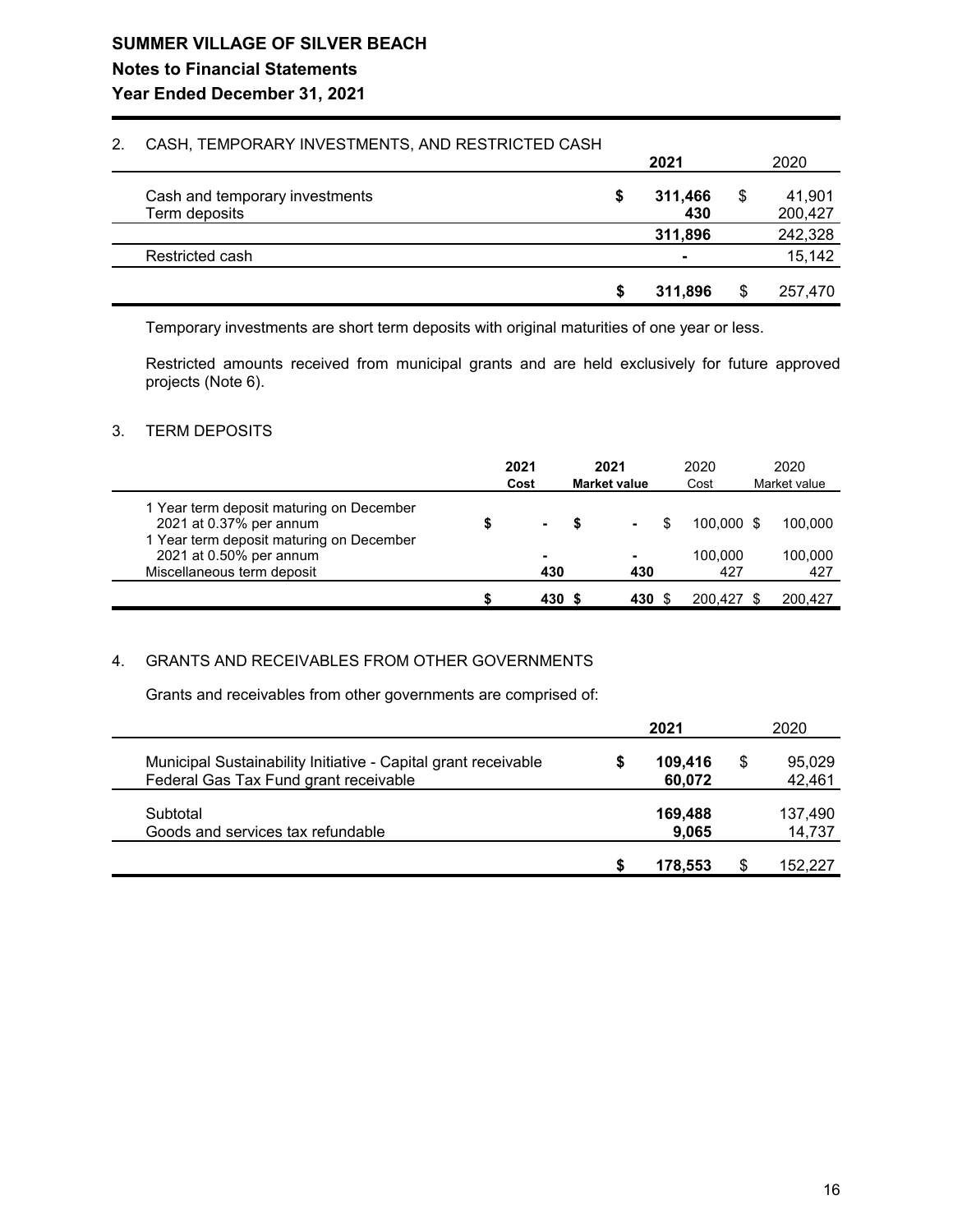# SUMMER VILLAGE OF SILVER BEACH

## Notes to Financial Statements

## Year Ended December 31, 2021

### 2. CASH, TEMPORARY INVESTMENTS, AND RESTRICTED CASH

| | **2021** | 2020 |
|---|---|---|
| Cash and temporary investments | **$ 311,466** | $ 41,901 |
| Term deposits | **430** | 200,427 |
| | **311,896** | 242,328 |
| Restricted cash | **-** | 15,142 |
| | **$ 311,896** | $ 257,470 |

Temporary investments are short term deposits with original maturities of one year or less.

Restricted amounts received from municipal grants and are held exclusively for future approved projects (Note 6).

### 3. TERM DEPOSITS

| | **2021 Cost** | **2021 Market value** | 2020 Cost | 2020 Market value |
|---|---|---|---|---|
| 1 Year term deposit maturing on December 2021 at 0.37% per annum | **$ -** | **$ -** | $ 100,000 | $ 100,000 |
| 1 Year term deposit maturing on December 2021 at 0.50% per annum | **-** | **-** | 100,000 | 100,000 |
| Miscellaneous term deposit | **430** | **430** | 427 | 427 |
| | **$ 430** | **$ 430** | $ 200,427 | $ 200,427 |

### 4. GRANTS AND RECEIVABLES FROM OTHER GOVERNMENTS

Grants and receivables from other governments are comprised of:

| | **2021** | 2020 |
|---|---|---|
| Municipal Sustainability Initiative - Capital grant receivable | **$ 109,416** | $ 95,029 |
| Federal Gas Tax Fund grant receivable | **60,072** | 42,461 |
| Subtotal | **169,488** | 137,490 |
| Goods and services tax refundable | **9,065** | 14,737 |
| | **$ 178,553** | $ 152,227 |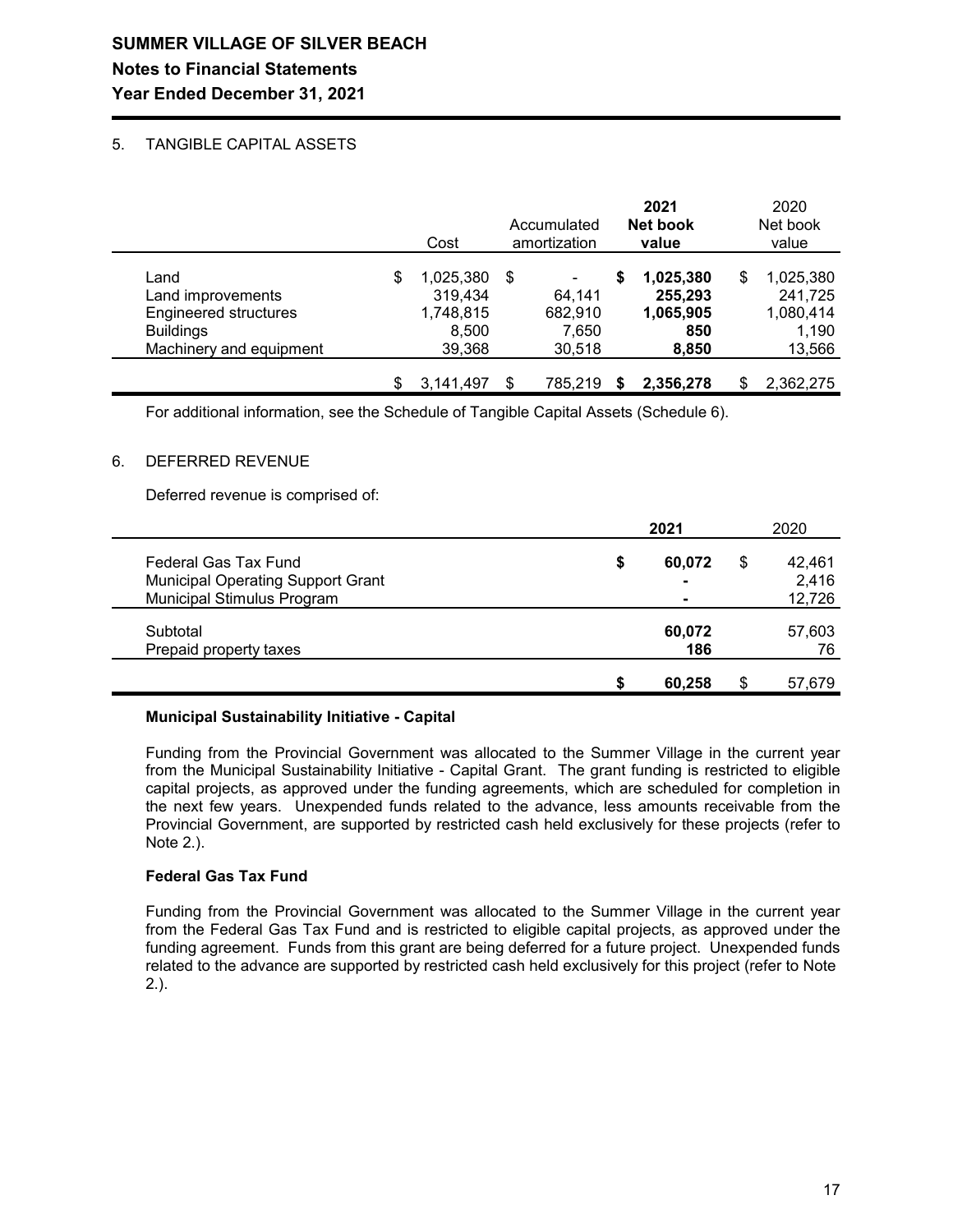# SUMMER VILLAGE OF SILVER BEACH

## Notes to Financial Statements

## Year Ended December 31, 2021

5. TANGIBLE CAPITAL ASSETS

| | Cost | Accumulated amortization | 2021 Net book value | 2020 Net book value |
|---|---|---|---|---|
| Land | $ 1,025,380 | $ - | **$ 1,025,380** | $ 1,025,380 |
| Land improvements | 319,434 | 64,141 | **255,293** | 241,725 |
| Engineered structures | 1,748,815 | 682,910 | **1,065,905** | 1,080,414 |
| Buildings | 8,500 | 7,650 | **850** | 1,190 |
| Machinery and equipment | 39,368 | 30,518 | **8,850** | 13,566 |
| | $ 3,141,497 | $ 785,219 | **$ 2,356,278** | $ 2,362,275 |

For additional information, see the Schedule of Tangible Capital Assets (Schedule 6).

6. DEFERRED REVENUE

Deferred revenue is comprised of:

| | 2021 | 2020 |
|---|---|---|
| Federal Gas Tax Fund | **$ 60,072** | $ 42,461 |
| Municipal Operating Support Grant | **-** | 2,416 |
| Municipal Stimulus Program | **-** | 12,726 |
| Subtotal | **60,072** | 57,603 |
| Prepaid property taxes | **186** | 76 |
| | **$ 60,258** | $ 57,679 |

**Municipal Sustainability Initiative - Capital**

Funding from the Provincial Government was allocated to the Summer Village in the current year from the Municipal Sustainability Initiative - Capital Grant. The grant funding is restricted to eligible capital projects, as approved under the funding agreements, which are scheduled for completion in the next few years. Unexpended funds related to the advance, less amounts receivable from the Provincial Government, are supported by restricted cash held exclusively for these projects (refer to Note 2.).

**Federal Gas Tax Fund**

Funding from the Provincial Government was allocated to the Summer Village in the current year from the Federal Gas Tax Fund and is restricted to eligible capital projects, as approved under the funding agreement. Funds from this grant are being deferred for a future project. Unexpended funds related to the advance are supported by restricted cash held exclusively for this project (refer to Note 2.).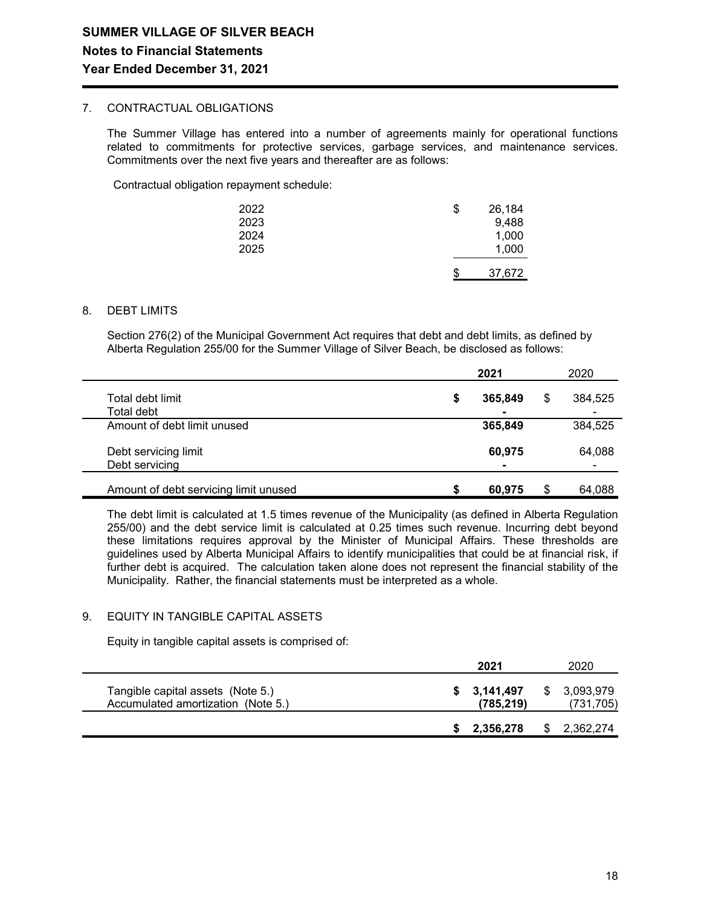# SUMMER VILLAGE OF SILVER BEACH

## Notes to Financial Statements

## Year Ended December 31, 2021

### 7. CONTRACTUAL OBLIGATIONS

The Summer Village has entered into a number of agreements mainly for operational functions related to commitments for protective services, garbage services, and maintenance services. Commitments over the next five years and thereafter are as follows:

Contractual obligation repayment schedule:

| Year | Amount |
|---|---|
| 2022 | $ 26,184 |
| 2023 | 9,488 |
| 2024 | 1,000 |
| 2025 | 1,000 |
| | $ 37,672 |

### 8. DEBT LIMITS

Section 276(2) of the Municipal Government Act requires that debt and debt limits, as defined by Alberta Regulation 255/00 for the Summer Village of Silver Beach, be disclosed as follows:

| | **2021** | 2020 |
|---|---|---|
| Total debt limit | **$ 365,849** | $ 384,525 |
| Total debt | **-** | - |
| Amount of debt limit unused | **365,849** | 384,525 |
| Debt servicing limit | **60,975** | 64,088 |
| Debt servicing | **-** | - |
| Amount of debt servicing limit unused | **$ 60,975** | $ 64,088 |

The debt limit is calculated at 1.5 times revenue of the Municipality (as defined in Alberta Regulation 255/00) and the debt service limit is calculated at 0.25 times such revenue. Incurring debt beyond these limitations requires approval by the Minister of Municipal Affairs. These thresholds are guidelines used by Alberta Municipal Affairs to identify municipalities that could be at financial risk, if further debt is acquired. The calculation taken alone does not represent the financial stability of the Municipality. Rather, the financial statements must be interpreted as a whole.

### 9. EQUITY IN TANGIBLE CAPITAL ASSETS

Equity in tangible capital assets is comprised of:

| | **2021** | 2020 |
|---|---|---|
| Tangible capital assets (Note 5.) | **$ 3,141,497** | $ 3,093,979 |
| Accumulated amortization (Note 5.) | **(785,219)** | (731,705) |
| | **$ 2,356,278** | $ 2,362,274 |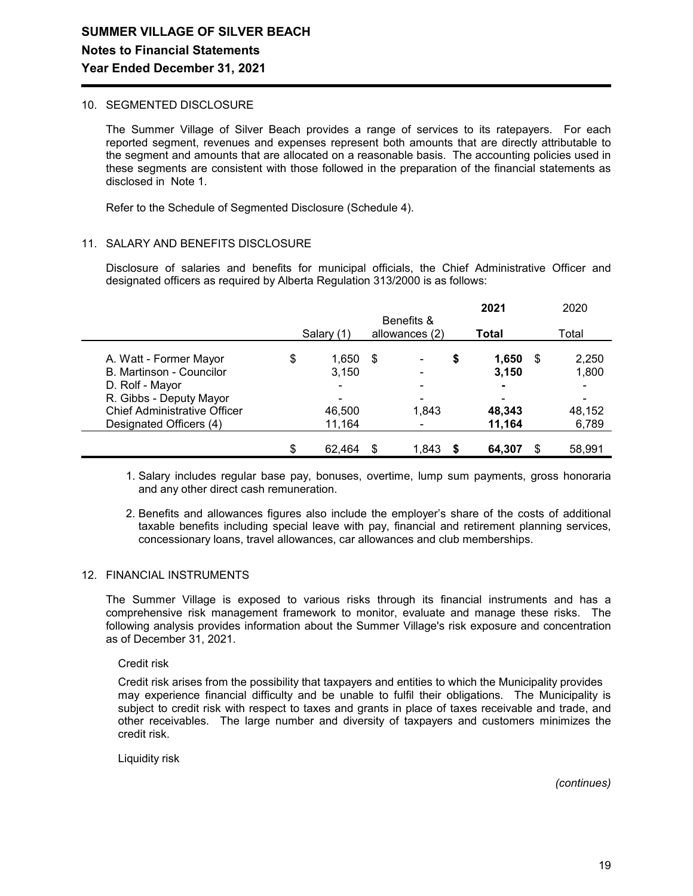# SUMMER VILLAGE OF SILVER BEACH

## Notes to Financial Statements

## Year Ended December 31, 2021

### 10. SEGMENTED DISCLOSURE

The Summer Village of Silver Beach provides a range of services to its ratepayers. For each reported segment, revenues and expenses represent both amounts that are directly attributable to the segment and amounts that are allocated on a reasonable basis. The accounting policies used in these segments are consistent with those followed in the preparation of the financial statements as disclosed in Note 1.

Refer to the Schedule of Segmented Disclosure (Schedule 4).

### 11. SALARY AND BENEFITS DISCLOSURE

Disclosure of salaries and benefits for municipal officials, the Chief Administrative Officer and designated officers as required by Alberta Regulation 313/2000 is as follows:

| | Salary (1) | Benefits & allowances (2) | **2021 Total** | 2020 Total |
|---|---|---|---|---|
| A. Watt - Former Mayor | $ 1,650 | $ - | **$ 1,650** | $ 2,250 |
| B. Martinson - Councilor | 3,150 | - | **3,150** | 1,800 |
| D. Rolf - Mayor | - | - | **-** | - |
| R. Gibbs - Deputy Mayor | - | - | - | - |
| Chief Administrative Officer | 46,500 | 1,843 | **48,343** | 48,152 |
| Designated Officers (4) | 11,164 | - | **11,164** | 6,789 |
| | $ 62,464 | $ 1,843 | **$ 64,307** | $ 58,991 |

1. Salary includes regular base pay, bonuses, overtime, lump sum payments, gross honoraria and any other direct cash remuneration.

2. Benefits and allowances figures also include the employer's share of the costs of additional taxable benefits including special leave with pay, financial and retirement planning services, concessionary loans, travel allowances, car allowances and club memberships.

### 12. FINANCIAL INSTRUMENTS

The Summer Village is exposed to various risks through its financial instruments and has a comprehensive risk management framework to monitor, evaluate and manage these risks. The following analysis provides information about the Summer Village's risk exposure and concentration as of December 31, 2021.

Credit risk

Credit risk arises from the possibility that taxpayers and entities to which the Municipality provides may experience financial difficulty and be unable to fulfil their obligations. The Municipality is subject to credit risk with respect to taxes and grants in place of taxes receivable and trade, and other receivables. The large number and diversity of taxpayers and customers minimizes the credit risk.

Liquidity risk

*(continues)*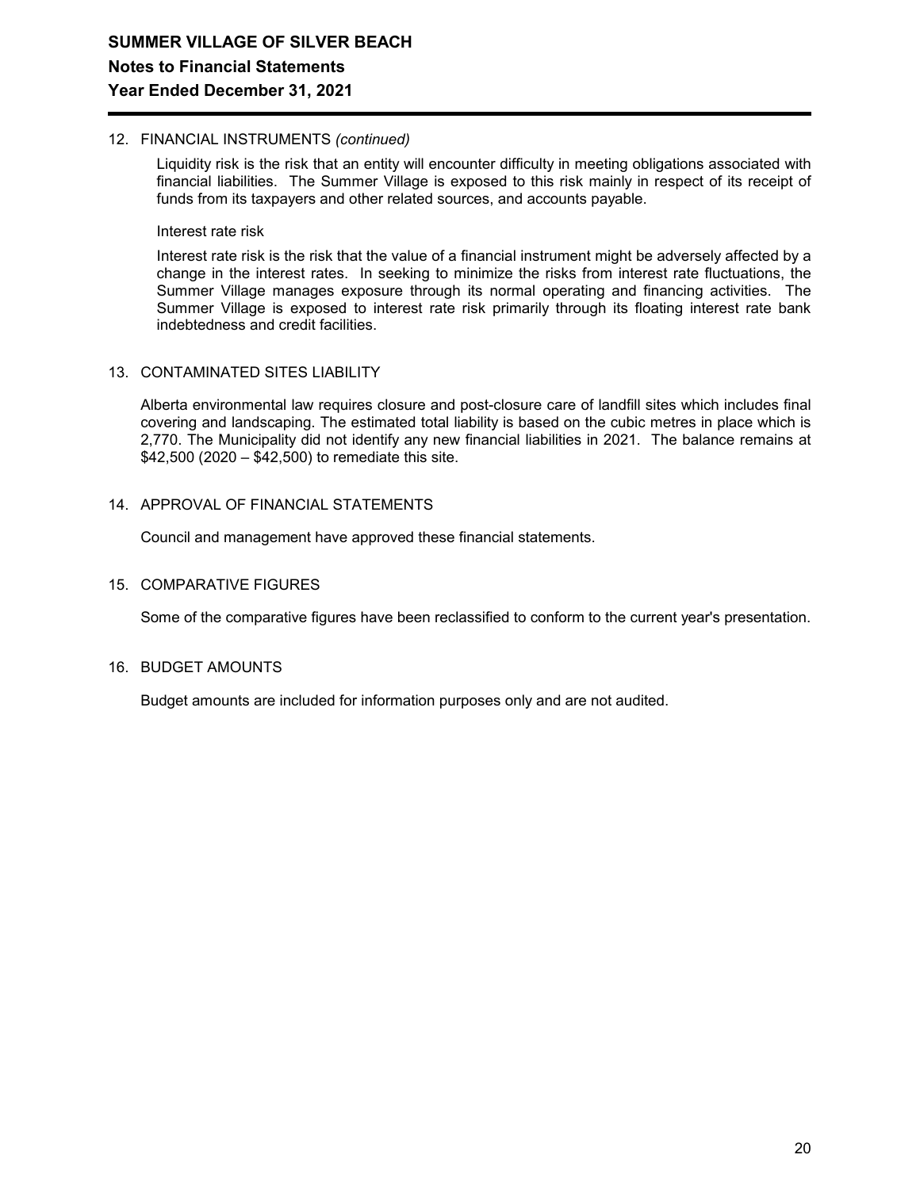12. FINANCIAL INSTRUMENTS *(continued)*

Liquidity risk is the risk that an entity will encounter difficulty in meeting obligations associated with financial liabilities. The Summer Village is exposed to this risk mainly in respect of its receipt of funds from its taxpayers and other related sources, and accounts payable.

Interest rate risk

Interest rate risk is the risk that the value of a financial instrument might be adversely affected by a change in the interest rates. In seeking to minimize the risks from interest rate fluctuations, the Summer Village manages exposure through its normal operating and financing activities. The Summer Village is exposed to interest rate risk primarily through its floating interest rate bank indebtedness and credit facilities.

13. CONTAMINATED SITES LIABILITY

Alberta environmental law requires closure and post-closure care of landfill sites which includes final covering and landscaping. The estimated total liability is based on the cubic metres in place which is 2,770. The Municipality did not identify any new financial liabilities in 2021. The balance remains at $42,500 (2020 – $42,500) to remediate this site.

14. APPROVAL OF FINANCIAL STATEMENTS

Council and management have approved these financial statements.

15. COMPARATIVE FIGURES

Some of the comparative figures have been reclassified to conform to the current year's presentation.

16. BUDGET AMOUNTS

Budget amounts are included for information purposes only and are not audited.